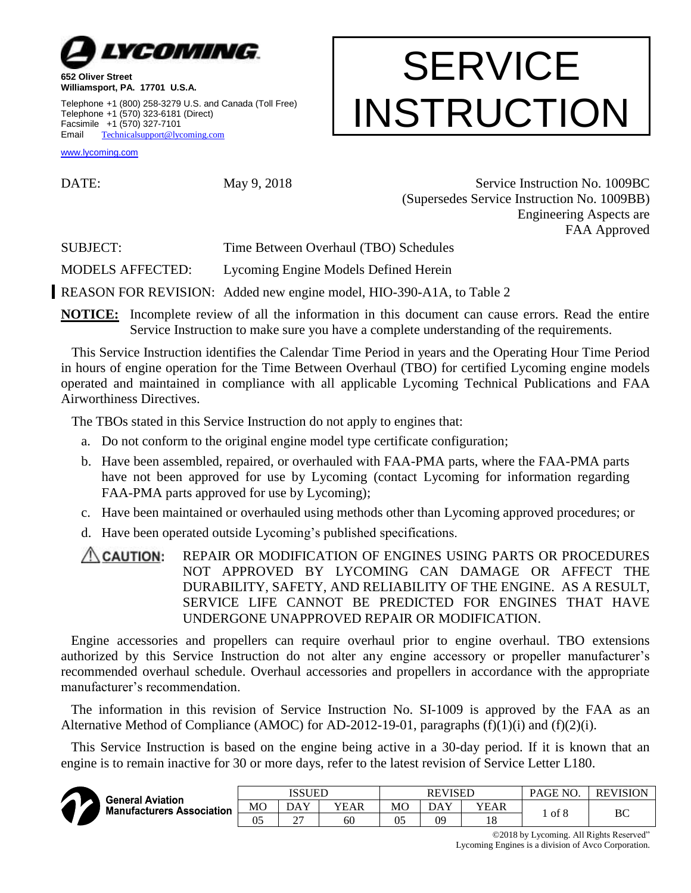**LYCOMING**

**652 Oliver Street**
**Williamsport, PA. 17701 U.S.A.**

Telephone +1 (800) 258-3279 U.S. and Canada (Toll Free)
Telephone +1 (570) 323-6181 (Direct)
Facsimile +1 (570) 327-7101
Email Technicalsupport@lycoming.com

www.lycoming.com

# SERVICE INSTRUCTION

DATE: May 9, 2018

Service Instruction No. 1009BC
(Supersedes Service Instruction No. 1009BB)
Engineering Aspects are
FAA Approved

SUBJECT: Time Between Overhaul (TBO) Schedules

MODELS AFFECTED: Lycoming Engine Models Defined Herein

REASON FOR REVISION: Added new engine model, HIO-390-A1A, to Table 2

**NOTICE:** Incomplete review of all the information in this document can cause errors. Read the entire Service Instruction to make sure you have a complete understanding of the requirements.

This Service Instruction identifies the Calendar Time Period in years and the Operating Hour Time Period in hours of engine operation for the Time Between Overhaul (TBO) for certified Lycoming engine models operated and maintained in compliance with all applicable Lycoming Technical Publications and FAA Airworthiness Directives.

The TBOs stated in this Service Instruction do not apply to engines that:

a. Do not conform to the original engine model type certificate configuration;

b. Have been assembled, repaired, or overhauled with FAA-PMA parts, where the FAA-PMA parts have not been approved for use by Lycoming (contact Lycoming for information regarding FAA-PMA parts approved for use by Lycoming);

c. Have been maintained or overhauled using methods other than Lycoming approved procedures; or

d. Have been operated outside Lycoming's published specifications.

**⚠ CAUTION:** REPAIR OR MODIFICATION OF ENGINES USING PARTS OR PROCEDURES NOT APPROVED BY LYCOMING CAN DAMAGE OR AFFECT THE DURABILITY, SAFETY, AND RELIABILITY OF THE ENGINE. AS A RESULT, SERVICE LIFE CANNOT BE PREDICTED FOR ENGINES THAT HAVE UNDERGONE UNAPPROVED REPAIR OR MODIFICATION.

Engine accessories and propellers can require overhaul prior to engine overhaul. TBO extensions authorized by this Service Instruction do not alter any engine accessory or propeller manufacturer's recommended overhaul schedule. Overhaul accessories and propellers in accordance with the appropriate manufacturer's recommendation.

The information in this revision of Service Instruction No. SI-1009 is approved by the FAA as an Alternative Method of Compliance (AMOC) for AD-2012-19-01, paragraphs (f)(1)(i) and (f)(2)(i).

This Service Instruction is based on the engine being active in a 30-day period. If it is known that an engine is to remain inactive for 30 or more days, refer to the latest revision of Service Letter L180.

General Aviation Manufacturers Association

| ISSUED | | | REVISED | | | PAGE NO. | REVISION |
|---|---|---|---|---|---|---|---|
| MO | DAY | YEAR | MO | DAY | YEAR | 1 of 8 | BC |
| 05 | 27 | 60 | 05 | 09 | 18 | | |

©2018 by Lycoming. All Rights Reserved"
Lycoming Engines is a division of Avco Corporation.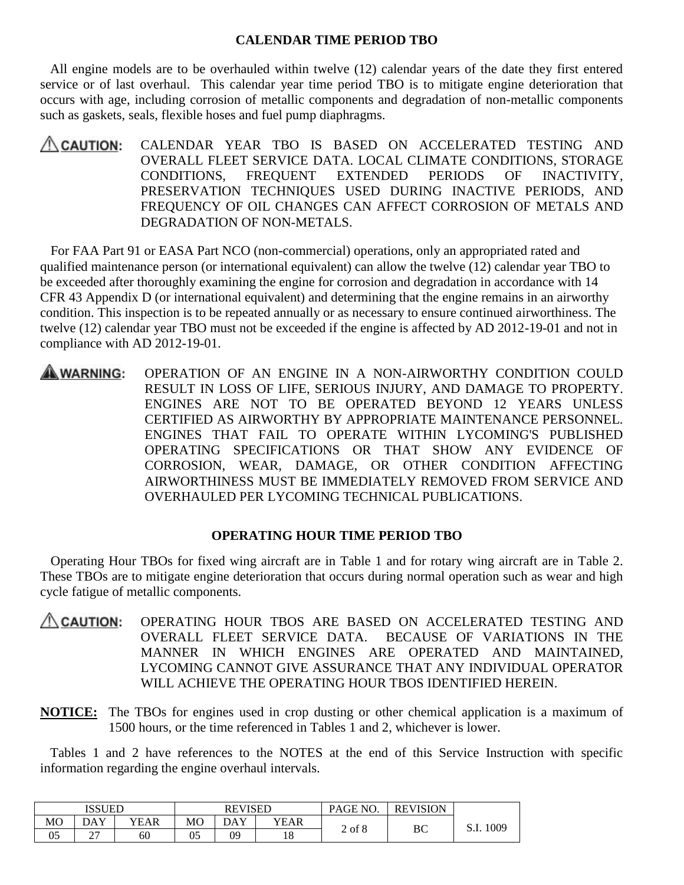## CALENDAR TIME PERIOD TBO

All engine models are to be overhauled within twelve (12) calendar years of the date they first entered service or of last overhaul. This calendar year time period TBO is to mitigate engine deterioration that occurs with age, including corrosion of metallic components and degradation of non-metallic components such as gaskets, seals, flexible hoses and fuel pump diaphragms.

**⚠ CAUTION:** CALENDAR YEAR TBO IS BASED ON ACCELERATED TESTING AND OVERALL FLEET SERVICE DATA. LOCAL CLIMATE CONDITIONS, STORAGE CONDITIONS, FREQUENT EXTENDED PERIODS OF INACTIVITY, PRESERVATION TECHNIQUES USED DURING INACTIVE PERIODS, AND FREQUENCY OF OIL CHANGES CAN AFFECT CORROSION OF METALS AND DEGRADATION OF NON-METALS.

For FAA Part 91 or EASA Part NCO (non-commercial) operations, only an appropriated rated and qualified maintenance person (or international equivalent) can allow the twelve (12) calendar year TBO to be exceeded after thoroughly examining the engine for corrosion and degradation in accordance with 14 CFR 43 Appendix D (or international equivalent) and determining that the engine remains in an airworthy condition. This inspection is to be repeated annually or as necessary to ensure continued airworthiness. The twelve (12) calendar year TBO must not be exceeded if the engine is affected by AD 2012-19-01 and not in compliance with AD 2012-19-01.

**⚠ WARNING:** OPERATION OF AN ENGINE IN A NON-AIRWORTHY CONDITION COULD RESULT IN LOSS OF LIFE, SERIOUS INJURY, AND DAMAGE TO PROPERTY. ENGINES ARE NOT TO BE OPERATED BEYOND 12 YEARS UNLESS CERTIFIED AS AIRWORTHY BY APPROPRIATE MAINTENANCE PERSONNEL. ENGINES THAT FAIL TO OPERATE WITHIN LYCOMING'S PUBLISHED OPERATING SPECIFICATIONS OR THAT SHOW ANY EVIDENCE OF CORROSION, WEAR, DAMAGE, OR OTHER CONDITION AFFECTING AIRWORTHINESS MUST BE IMMEDIATELY REMOVED FROM SERVICE AND OVERHAULED PER LYCOMING TECHNICAL PUBLICATIONS.

## OPERATING HOUR TIME PERIOD TBO

Operating Hour TBOs for fixed wing aircraft are in Table 1 and for rotary wing aircraft are in Table 2. These TBOs are to mitigate engine deterioration that occurs during normal operation such as wear and high cycle fatigue of metallic components.

**⚠ CAUTION:** OPERATING HOUR TBOS ARE BASED ON ACCELERATED TESTING AND OVERALL FLEET SERVICE DATA. BECAUSE OF VARIATIONS IN THE MANNER IN WHICH ENGINES ARE OPERATED AND MAINTAINED, LYCOMING CANNOT GIVE ASSURANCE THAT ANY INDIVIDUAL OPERATOR WILL ACHIEVE THE OPERATING HOUR TBOS IDENTIFIED HEREIN.

**NOTICE:** The TBOs for engines used in crop dusting or other chemical application is a maximum of 1500 hours, or the time referenced in Tables 1 and 2, whichever is lower.

Tables 1 and 2 have references to the NOTES at the end of this Service Instruction with specific information regarding the engine overhaul intervals.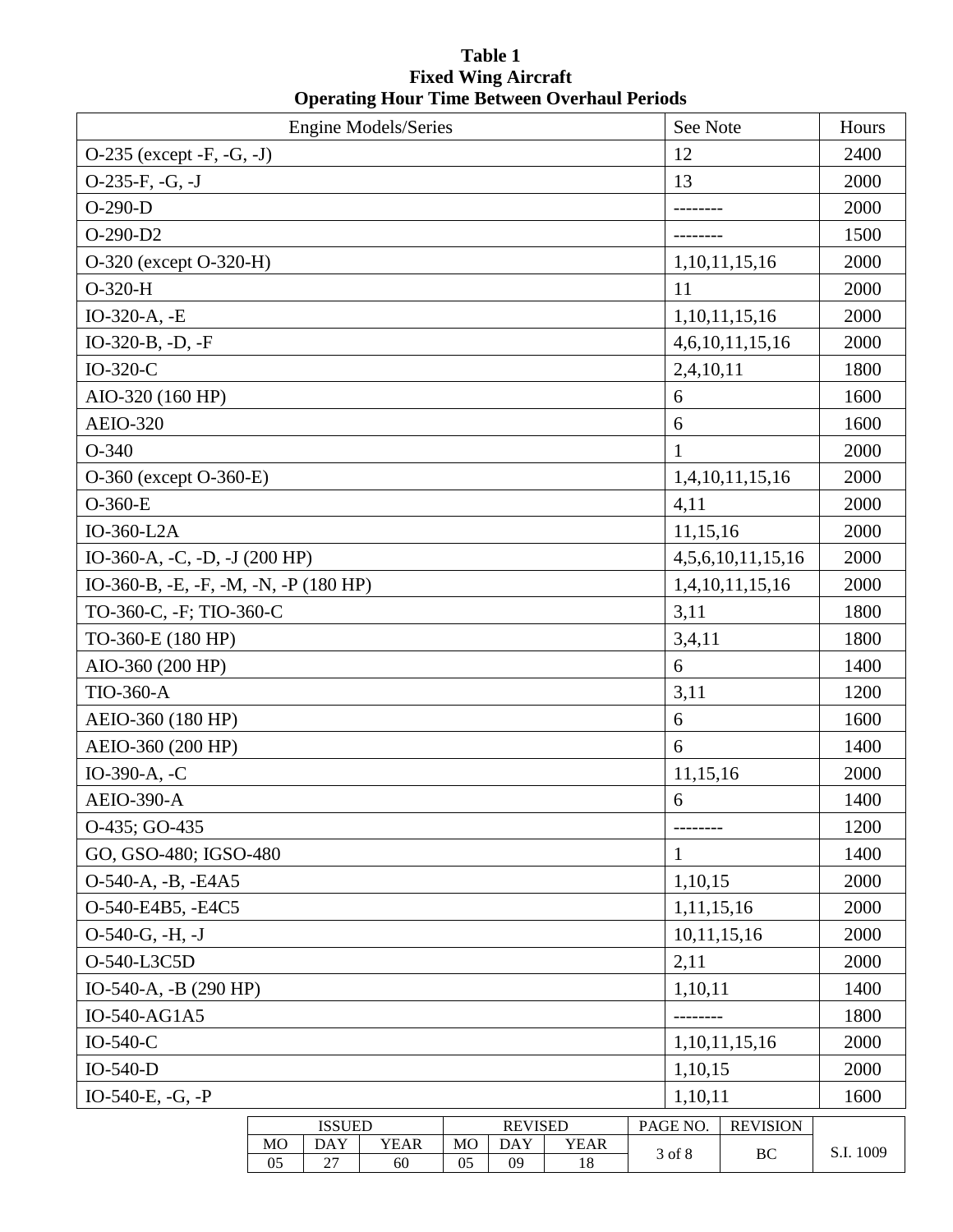**Table 1**
**Fixed Wing Aircraft**
**Operating Hour Time Between Overhaul Periods**

| Engine Models/Series | See Note | Hours |
|---|---|---|
| O-235 (except -F, -G, -J) | 12 | 2400 |
| O-235-F, -G, -J | 13 | 2000 |
| O-290-D | -------- | 2000 |
| O-290-D2 | -------- | 1500 |
| O-320 (except O-320-H) | 1,10,11,15,16 | 2000 |
| O-320-H | 11 | 2000 |
| IO-320-A, -E | 1,10,11,15,16 | 2000 |
| IO-320-B, -D, -F | 4,6,10,11,15,16 | 2000 |
| IO-320-C | 2,4,10,11 | 1800 |
| AIO-320 (160 HP) | 6 | 1600 |
| AEIO-320 | 6 | 1600 |
| O-340 | 1 | 2000 |
| O-360 (except O-360-E) | 1,4,10,11,15,16 | 2000 |
| O-360-E | 4,11 | 2000 |
| IO-360-L2A | 11,15,16 | 2000 |
| IO-360-A, -C, -D, -J (200 HP) | 4,5,6,10,11,15,16 | 2000 |
| IO-360-B, -E, -F, -M, -N, -P (180 HP) | 1,4,10,11,15,16 | 2000 |
| TO-360-C, -F; TIO-360-C | 3,11 | 1800 |
| TO-360-E (180 HP) | 3,4,11 | 1800 |
| AIO-360 (200 HP) | 6 | 1400 |
| TIO-360-A | 3,11 | 1200 |
| AEIO-360 (180 HP) | 6 | 1600 |
| AEIO-360 (200 HP) | 6 | 1400 |
| IO-390-A, -C | 11,15,16 | 2000 |
| AEIO-390-A | 6 | 1400 |
| O-435; GO-435 | -------- | 1200 |
| GO, GSO-480; IGSO-480 | 1 | 1400 |
| O-540-A, -B, -E4A5 | 1,10,15 | 2000 |
| O-540-E4B5, -E4C5 | 1,11,15,16 | 2000 |
| O-540-G, -H, -J | 10,11,15,16 | 2000 |
| O-540-L3C5D | 2,11 | 2000 |
| IO-540-A, -B (290 HP) | 1,10,11 | 1400 |
| IO-540-AG1A5 | -------- | 1800 |
| IO-540-C | 1,10,11,15,16 | 2000 |
| IO-540-D | 1,10,15 | 2000 |
| IO-540-E, -G, -P | 1,10,11 | 1600 |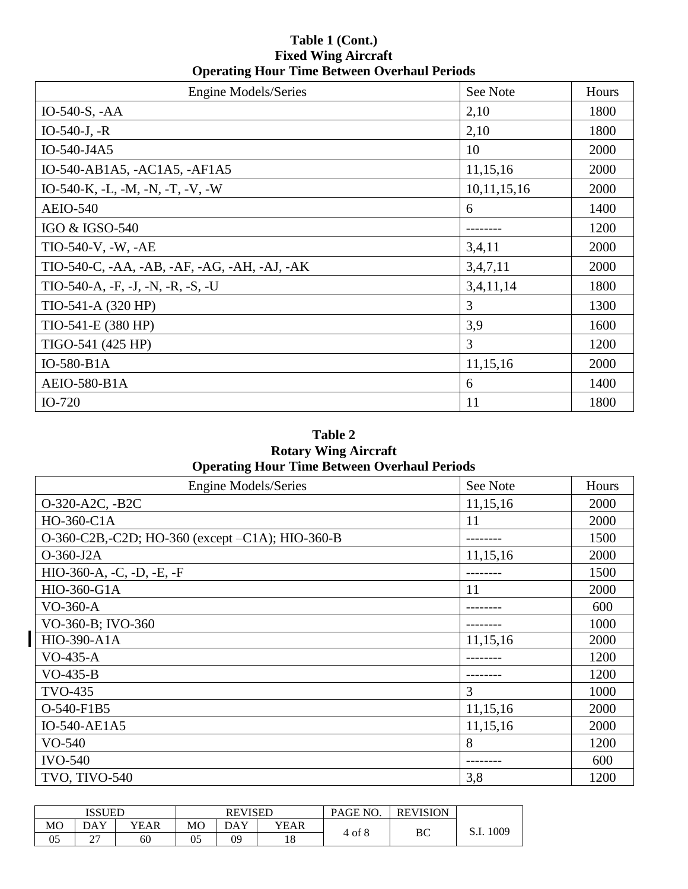**Table 1 (Cont.)**
**Fixed Wing Aircraft**
**Operating Hour Time Between Overhaul Periods**

| Engine Models/Series | See Note | Hours |
|---|---|---|
| IO-540-S, -AA | 2,10 | 1800 |
| IO-540-J, -R | 2,10 | 1800 |
| IO-540-J4A5 | 10 | 2000 |
| IO-540-AB1A5, -AC1A5, -AF1A5 | 11,15,16 | 2000 |
| IO-540-K, -L, -M, -N, -T, -V, -W | 10,11,15,16 | 2000 |
| AEIO-540 | 6 | 1400 |
| IGO & IGSO-540 | -------- | 1200 |
| TIO-540-V, -W, -AE | 3,4,11 | 2000 |
| TIO-540-C, -AA, -AB, -AF, -AG, -AH, -AJ, -AK | 3,4,7,11 | 2000 |
| TIO-540-A, -F, -J, -N, -R, -S, -U | 3,4,11,14 | 1800 |
| TIO-541-A (320 HP) | 3 | 1300 |
| TIO-541-E (380 HP) | 3,9 | 1600 |
| TIGO-541 (425 HP) | 3 | 1200 |
| IO-580-B1A | 11,15,16 | 2000 |
| AEIO-580-B1A | 6 | 1400 |
| IO-720 | 11 | 1800 |

**Table 2**
**Rotary Wing Aircraft**
**Operating Hour Time Between Overhaul Periods**

| Engine Models/Series | See Note | Hours |
|---|---|---|
| O-320-A2C, -B2C | 11,15,16 | 2000 |
| HO-360-C1A | 11 | 2000 |
| O-360-C2B,-C2D; HO-360 (except –C1A); HIO-360-B | -------- | 1500 |
| O-360-J2A | 11,15,16 | 2000 |
| HIO-360-A, -C, -D, -E, -F | -------- | 1500 |
| HIO-360-G1A | 11 | 2000 |
| VO-360-A | -------- | 600 |
| VO-360-B; IVO-360 | -------- | 1000 |
| HIO-390-A1A | 11,15,16 | 2000 |
| VO-435-A | -------- | 1200 |
| VO-435-B | -------- | 1200 |
| TVO-435 | 3 | 1000 |
| O-540-F1B5 | 11,15,16 | 2000 |
| IO-540-AE1A5 | 11,15,16 | 2000 |
| VO-540 | 8 | 1200 |
| IVO-540 | -------- | 600 |
| TVO, TIVO-540 | 3,8 | 1200 |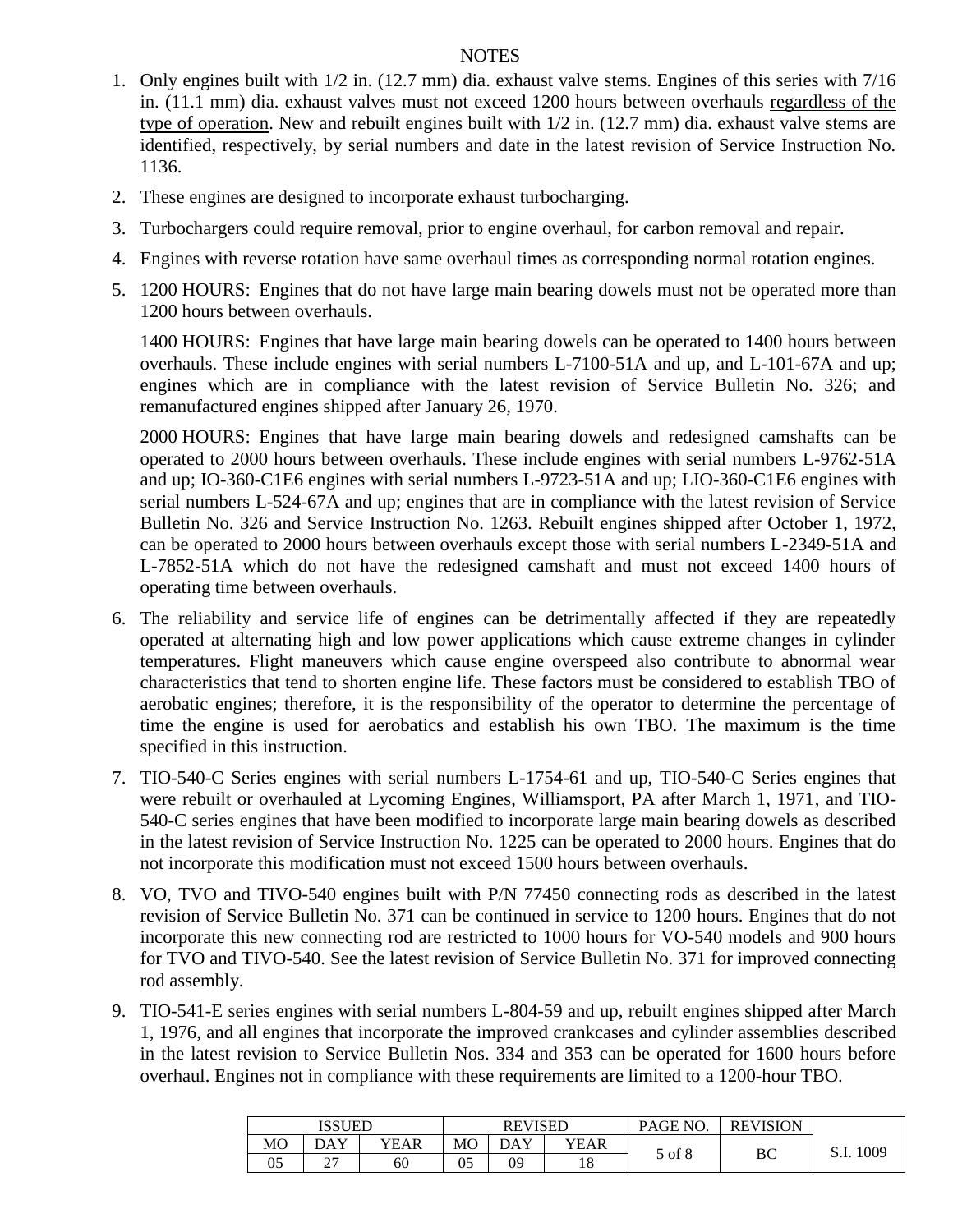## NOTES

1. Only engines built with 1/2 in. (12.7 mm) dia. exhaust valve stems. Engines of this series with 7/16 in. (11.1 mm) dia. exhaust valves must not exceed 1200 hours between overhauls <u>regardless of the type of operation</u>. New and rebuilt engines built with 1/2 in. (12.7 mm) dia. exhaust valve stems are identified, respectively, by serial numbers and date in the latest revision of Service Instruction No. 1136.

2. These engines are designed to incorporate exhaust turbocharging.

3. Turbochargers could require removal, prior to engine overhaul, for carbon removal and repair.

4. Engines with reverse rotation have same overhaul times as corresponding normal rotation engines.

5. 1200 HOURS: Engines that do not have large main bearing dowels must not be operated more than 1200 hours between overhauls.

   1400 HOURS: Engines that have large main bearing dowels can be operated to 1400 hours between overhauls. These include engines with serial numbers L-7100-51A and up, and L-101-67A and up; engines which are in compliance with the latest revision of Service Bulletin No. 326; and remanufactured engines shipped after January 26, 1970.

   2000 HOURS: Engines that have large main bearing dowels and redesigned camshafts can be operated to 2000 hours between overhauls. These include engines with serial numbers L-9762-51A and up; IO-360-C1E6 engines with serial numbers L-9723-51A and up; LIO-360-C1E6 engines with serial numbers L-524-67A and up; engines that are in compliance with the latest revision of Service Bulletin No. 326 and Service Instruction No. 1263. Rebuilt engines shipped after October 1, 1972, can be operated to 2000 hours between overhauls except those with serial numbers L-2349-51A and L-7852-51A which do not have the redesigned camshaft and must not exceed 1400 hours of operating time between overhauls.

6. The reliability and service life of engines can be detrimentally affected if they are repeatedly operated at alternating high and low power applications which cause extreme changes in cylinder temperatures. Flight maneuvers which cause engine overspeed also contribute to abnormal wear characteristics that tend to shorten engine life. These factors must be considered to establish TBO of aerobatic engines; therefore, it is the responsibility of the operator to determine the percentage of time the engine is used for aerobatics and establish his own TBO. The maximum is the time specified in this instruction.

7. TIO-540-C Series engines with serial numbers L-1754-61 and up, TIO-540-C Series engines that were rebuilt or overhauled at Lycoming Engines, Williamsport, PA after March 1, 1971, and TIO-540-C series engines that have been modified to incorporate large main bearing dowels as described in the latest revision of Service Instruction No. 1225 can be operated to 2000 hours. Engines that do not incorporate this modification must not exceed 1500 hours between overhauls.

8. VO, TVO and TIVO-540 engines built with P/N 77450 connecting rods as described in the latest revision of Service Bulletin No. 371 can be continued in service to 1200 hours. Engines that do not incorporate this new connecting rod are restricted to 1000 hours for VO-540 models and 900 hours for TVO and TIVO-540. See the latest revision of Service Bulletin No. 371 for improved connecting rod assembly.

9. TIO-541-E series engines with serial numbers L-804-59 and up, rebuilt engines shipped after March 1, 1976, and all engines that incorporate the improved crankcases and cylinder assemblies described in the latest revision to Service Bulletin Nos. 334 and 353 can be operated for 1600 hours before overhaul. Engines not in compliance with these requirements are limited to a 1200-hour TBO.

| ISSUED | | | REVISED | | | PAGE NO. | REVISION | |
|---|---|---|---|---|---|---|---|---|
| MO | DAY | YEAR | MO | DAY | YEAR | 5 of 8 | BC | S.I. 1009 |
| 05 | 27 | 60 | 05 | 09 | 18 | | | |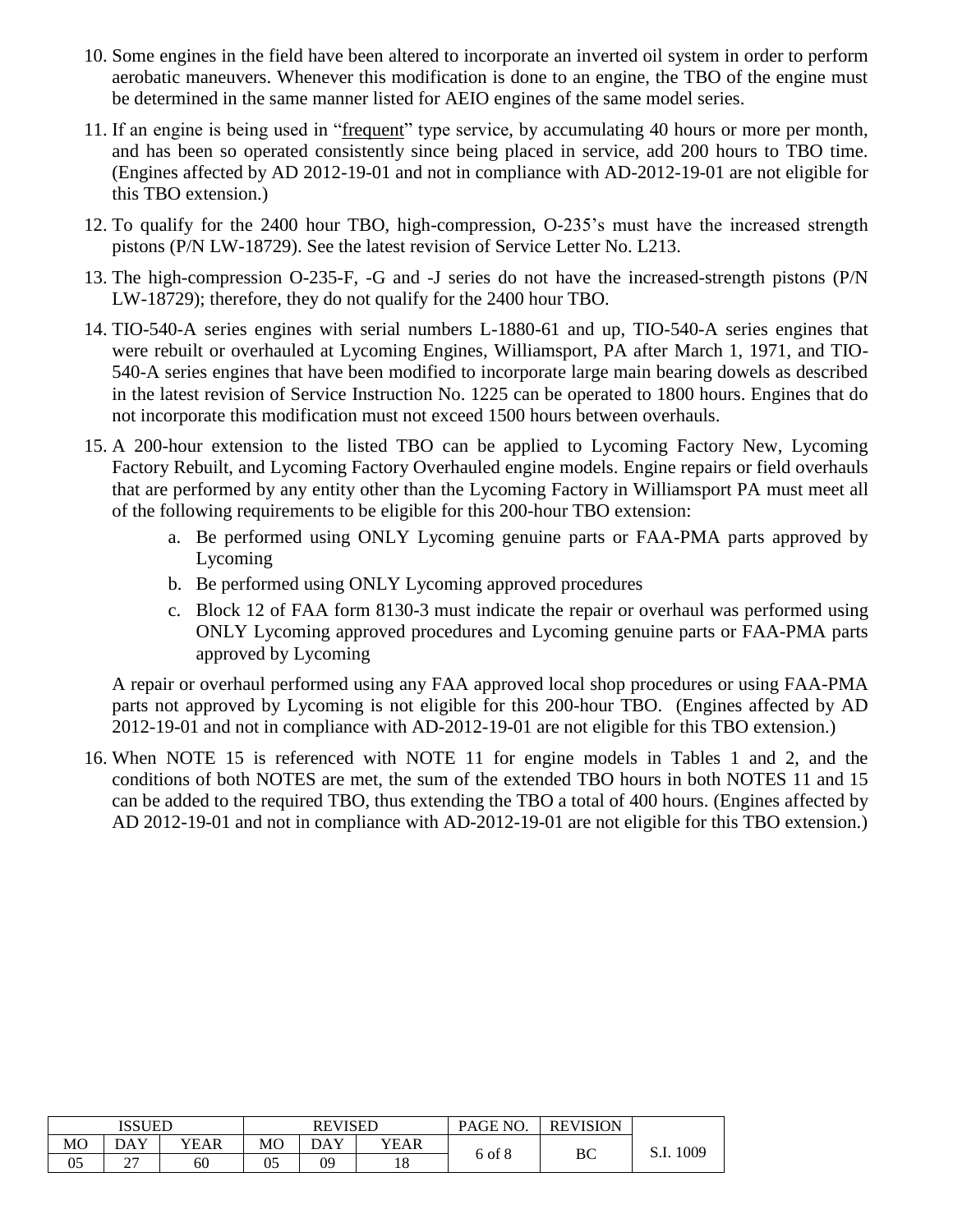10. Some engines in the field have been altered to incorporate an inverted oil system in order to perform aerobatic maneuvers. Whenever this modification is done to an engine, the TBO of the engine must be determined in the same manner listed for AEIO engines of the same model series.

11. If an engine is being used in "frequent" type service, by accumulating 40 hours or more per month, and has been so operated consistently since being placed in service, add 200 hours to TBO time. (Engines affected by AD 2012-19-01 and not in compliance with AD-2012-19-01 are not eligible for this TBO extension.)

12. To qualify for the 2400 hour TBO, high-compression, O-235's must have the increased strength pistons (P/N LW-18729). See the latest revision of Service Letter No. L213.

13. The high-compression O-235-F, -G and -J series do not have the increased-strength pistons (P/N LW-18729); therefore, they do not qualify for the 2400 hour TBO.

14. TIO-540-A series engines with serial numbers L-1880-61 and up, TIO-540-A series engines that were rebuilt or overhauled at Lycoming Engines, Williamsport, PA after March 1, 1971, and TIO-540-A series engines that have been modified to incorporate large main bearing dowels as described in the latest revision of Service Instruction No. 1225 can be operated to 1800 hours. Engines that do not incorporate this modification must not exceed 1500 hours between overhauls.

15. A 200-hour extension to the listed TBO can be applied to Lycoming Factory New, Lycoming Factory Rebuilt, and Lycoming Factory Overhauled engine models. Engine repairs or field overhauls that are performed by any entity other than the Lycoming Factory in Williamsport PA must meet all of the following requirements to be eligible for this 200-hour TBO extension:

    a. Be performed using ONLY Lycoming genuine parts or FAA-PMA parts approved by Lycoming

    b. Be performed using ONLY Lycoming approved procedures

    c. Block 12 of FAA form 8130-3 must indicate the repair or overhaul was performed using ONLY Lycoming approved procedures and Lycoming genuine parts or FAA-PMA parts approved by Lycoming

    A repair or overhaul performed using any FAA approved local shop procedures or using FAA-PMA parts not approved by Lycoming is not eligible for this 200-hour TBO. (Engines affected by AD 2012-19-01 and not in compliance with AD-2012-19-01 are not eligible for this TBO extension.)

16. When NOTE 15 is referenced with NOTE 11 for engine models in Tables 1 and 2, and the conditions of both NOTES are met, the sum of the extended TBO hours in both NOTES 11 and 15 can be added to the required TBO, thus extending the TBO a total of 400 hours. (Engines affected by AD 2012-19-01 and not in compliance with AD-2012-19-01 are not eligible for this TBO extension.)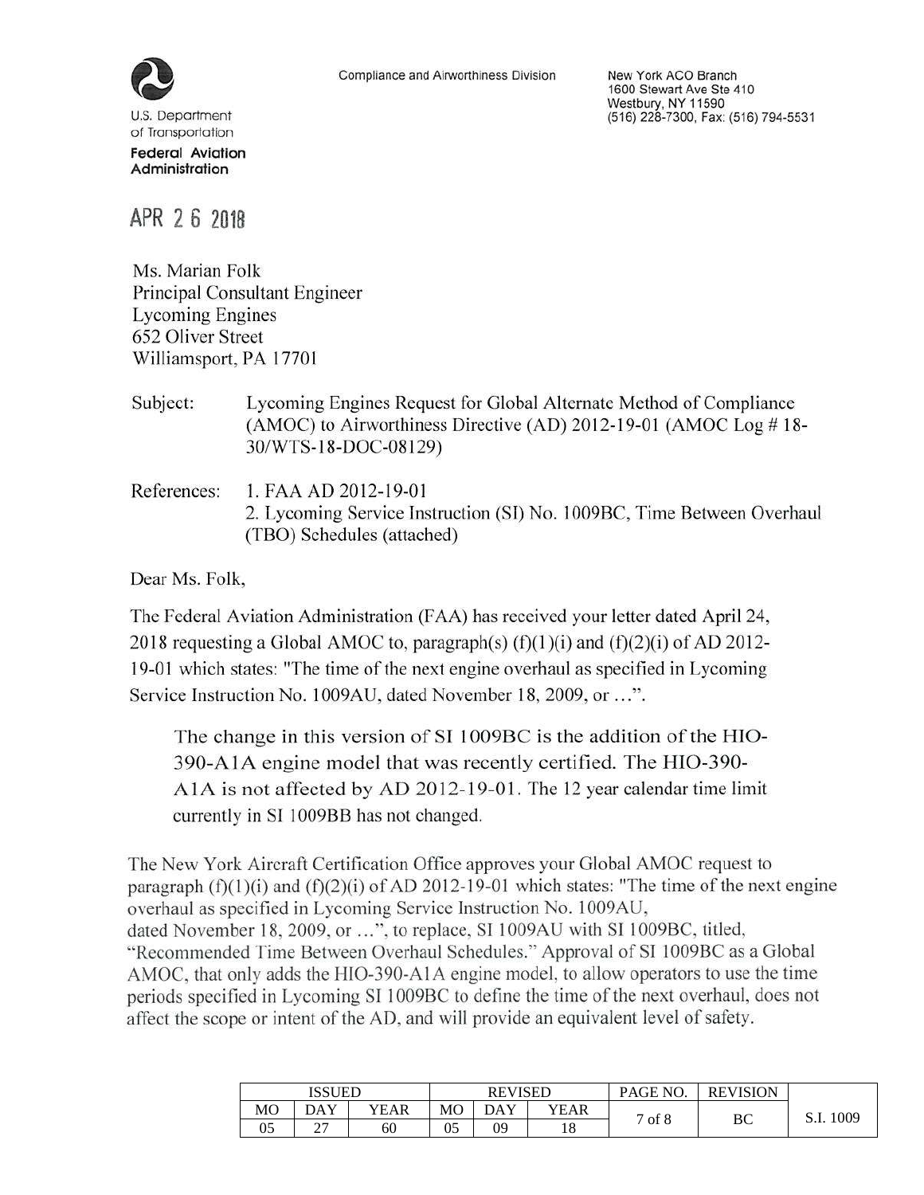U.S. Department of Transportation
**Federal Aviation Administration**

Compliance and Airworthiness Division

New York ACO Branch
1600 Stewart Ave Ste 410
Westbury, NY 11590
(516) 228-7300, Fax: (516) 794-5531

APR 2 6 2018

Ms. Marian Folk
Principal Consultant Engineer
Lycoming Engines
652 Oliver Street
Williamsport, PA 17701

Subject: Lycoming Engines Request for Global Alternate Method of Compliance (AMOC) to Airworthiness Directive (AD) 2012-19-01 (AMOC Log # 18-30/WTS-18-DOC-08129)

References: 1. FAA AD 2012-19-01
2. Lycoming Service Instruction (SI) No. 1009BC, Time Between Overhaul (TBO) Schedules (attached)

Dear Ms. Folk,

The Federal Aviation Administration (FAA) has received your letter dated April 24, 2018 requesting a Global AMOC to, paragraph(s) (f)(1)(i) and (f)(2)(i) of AD 2012-19-01 which states: "The time of the next engine overhaul as specified in Lycoming Service Instruction No. 1009AU, dated November 18, 2009, or …".

> The change in this version of SI 1009BC is the addition of the HIO-390-A1A engine model that was recently certified. The HIO-390-A1A is not affected by AD 2012-19-01. The 12 year calendar time limit currently in SI 1009BB has not changed.

The New York Aircraft Certification Office approves your Global AMOC request to paragraph (f)(1)(i) and (f)(2)(i) of AD 2012-19-01 which states: "The time of the next engine overhaul as specified in Lycoming Service Instruction No. 1009AU, dated November 18, 2009, or …", to replace, SI 1009AU with SI 1009BC, titled, "Recommended Time Between Overhaul Schedules." Approval of SI 1009BC as a Global AMOC, that only adds the HIO-390-A1A engine model, to allow operators to use the time periods specified in Lycoming SI 1009BC to define the time of the next overhaul, does not affect the scope or intent of the AD, and will provide an equivalent level of safety.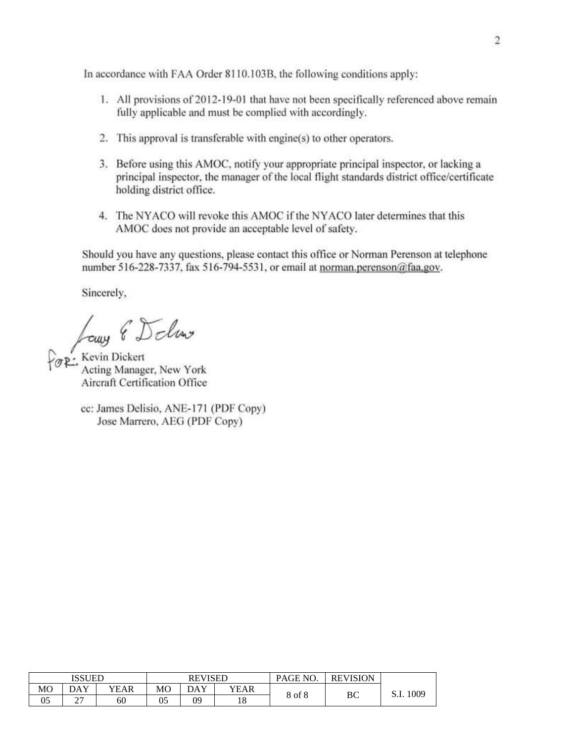In accordance with FAA Order 8110.103B, the following conditions apply:

1. All provisions of 2012-19-01 that have not been specifically referenced above remain fully applicable and must be complied with accordingly.
2. This approval is transferable with engine(s) to other operators.
3. Before using this AMOC, notify your appropriate principal inspector, or lacking a principal inspector, the manager of the local flight standards district office/certificate holding district office.
4. The NYACO will revoke this AMOC if the NYACO later determines that this AMOC does not provide an acceptable level of safety.

Should you have any questions, please contact this office or Norman Perenson at telephone number 516-228-7337, fax 516-794-5531, or email at norman.perenson@faa.gov.

Sincerely,

FOR: Kevin Dickert
Acting Manager, New York
Aircraft Certification Office

cc: James Delisio, ANE-171 (PDF Copy)
Jose Marrero, AEG (PDF Copy)